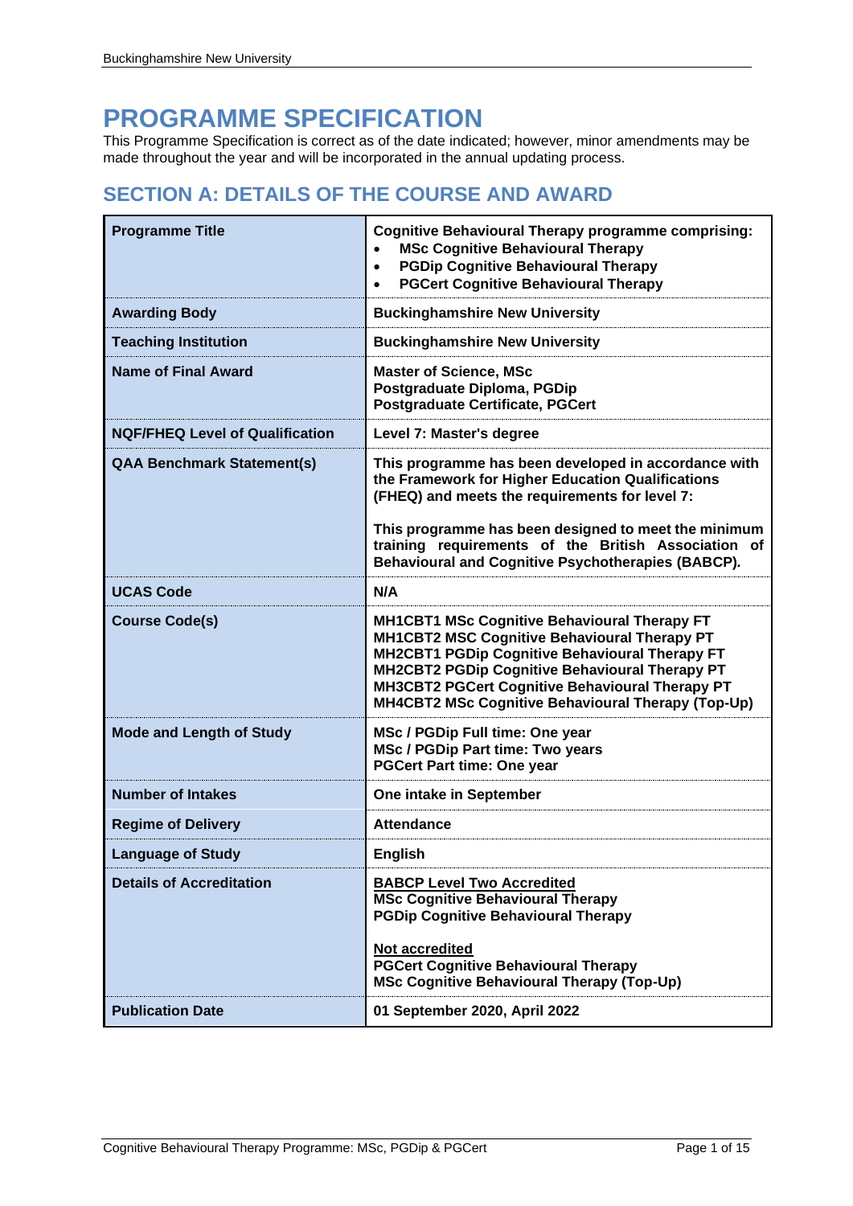# PROGRAMME SPECIFICATION

This Programme Specification is correct as of the date indicated; however, minor amendments may be made throughout the year and will be incorporated in the annual updating process.

## SECTION A: DETAILS OF THE COURSE AND AWARD

| | |
|---|---|
| **Programme Title** | **Cognitive Behavioural Therapy programme comprising:**<br>• **MSc Cognitive Behavioural Therapy**<br>• **PGDip Cognitive Behavioural Therapy**<br>• **PGCert Cognitive Behavioural Therapy** |
| **Awarding Body** | **Buckinghamshire New University** |
| **Teaching Institution** | **Buckinghamshire New University** |
| **Name of Final Award** | **Master of Science, MSc**<br>**Postgraduate Diploma, PGDip**<br>**Postgraduate Certificate, PGCert** |
| **NQF/FHEQ Level of Qualification** | **Level 7: Master's degree** |
| **QAA Benchmark Statement(s)** | **This programme has been developed in accordance with the Framework for Higher Education Qualifications (FHEQ) and meets the requirements for level 7:**<br><br>**This programme has been designed to meet the minimum training requirements of the British Association of Behavioural and Cognitive Psychotherapies (BABCP).** |
| **UCAS Code** | **N/A** |
| **Course Code(s)** | **MH1CBT1 MSc Cognitive Behavioural Therapy FT**<br>**MH1CBT2 MSC Cognitive Behavioural Therapy PT**<br>**MH2CBT1 PGDip Cognitive Behavioural Therapy FT**<br>**MH2CBT2 PGDip Cognitive Behavioural Therapy PT**<br>**MH3CBT2 PGCert Cognitive Behavioural Therapy PT**<br>**MH4CBT2 MSc Cognitive Behavioural Therapy (Top-Up)** |
| **Mode and Length of Study** | **MSc / PGDip Full time: One year**<br>**MSc / PGDip Part time: Two years**<br>**PGCert Part time: One year** |
| **Number of Intakes** | **One intake in September** |
| **Regime of Delivery** | **Attendance** |
| **Language of Study** | **English** |
| **Details of Accreditation** | <u>**BABCP Level Two Accredited**</u><br>**MSc Cognitive Behavioural Therapy**<br>**PGDip Cognitive Behavioural Therapy**<br><br><u>**Not accredited**</u><br>**PGCert Cognitive Behavioural Therapy**<br>**MSc Cognitive Behavioural Therapy (Top-Up)** |
| **Publication Date** | **01 September 2020, April 2022** |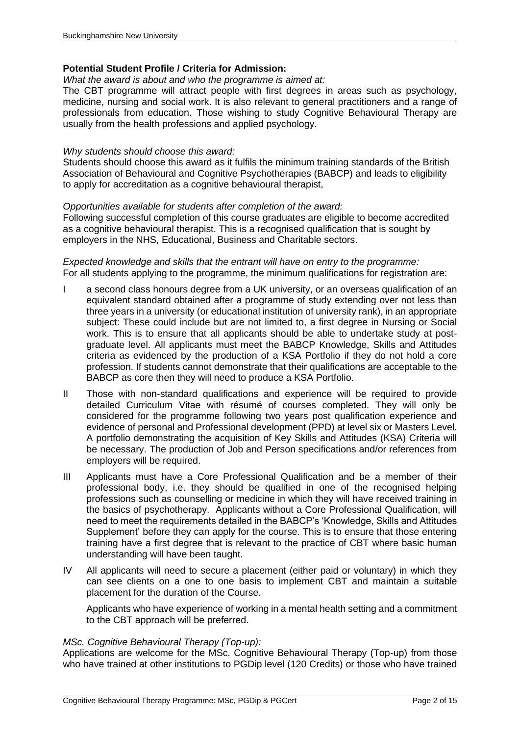**Potential Student Profile / Criteria for Admission:**

*What the award is about and who the programme is aimed at:*

The CBT programme will attract people with first degrees in areas such as psychology, medicine, nursing and social work. It is also relevant to general practitioners and a range of professionals from education. Those wishing to study Cognitive Behavioural Therapy are usually from the health professions and applied psychology.

*Why students should choose this award:*

Students should choose this award as it fulfils the minimum training standards of the British Association of Behavioural and Cognitive Psychotherapies (BABCP) and leads to eligibility to apply for accreditation as a cognitive behavioural therapist,

*Opportunities available for students after completion of the award:*

Following successful completion of this course graduates are eligible to become accredited as a cognitive behavioural therapist. This is a recognised qualification that is sought by employers in the NHS, Educational, Business and Charitable sectors.

*Expected knowledge and skills that the entrant will have on entry to the programme:*

For all students applying to the programme, the minimum qualifications for registration are:

I a second class honours degree from a UK university, or an overseas qualification of an equivalent standard obtained after a programme of study extending over not less than three years in a university (or educational institution of university rank), in an appropriate subject: These could include but are not limited to, a first degree in Nursing or Social work. This is to ensure that all applicants should be able to undertake study at post-graduate level. All applicants must meet the BABCP Knowledge, Skills and Attitudes criteria as evidenced by the production of a KSA Portfolio if they do not hold a core profession. If students cannot demonstrate that their qualifications are acceptable to the BABCP as core then they will need to produce a KSA Portfolio.

II Those with non-standard qualifications and experience will be required to provide detailed Curriculum Vitae with résumé of courses completed. They will only be considered for the programme following two years post qualification experience and evidence of personal and Professional development (PPD) at level six or Masters Level. A portfolio demonstrating the acquisition of Key Skills and Attitudes (KSA) Criteria will be necessary. The production of Job and Person specifications and/or references from employers will be required.

III Applicants must have a Core Professional Qualification and be a member of their professional body, i.e. they should be qualified in one of the recognised helping professions such as counselling or medicine in which they will have received training in the basics of psychotherapy. Applicants without a Core Professional Qualification, will need to meet the requirements detailed in the BABCP's 'Knowledge, Skills and Attitudes Supplement' before they can apply for the course. This is to ensure that those entering training have a first degree that is relevant to the practice of CBT where basic human understanding will have been taught.

IV All applicants will need to secure a placement (either paid or voluntary) in which they can see clients on a one to one basis to implement CBT and maintain a suitable placement for the duration of the Course.

Applicants who have experience of working in a mental health setting and a commitment to the CBT approach will be preferred.

*MSc. Cognitive Behavioural Therapy (Top-up):*

Applications are welcome for the MSc. Cognitive Behavioural Therapy (Top-up) from those who have trained at other institutions to PGDip level (120 Credits) or those who have trained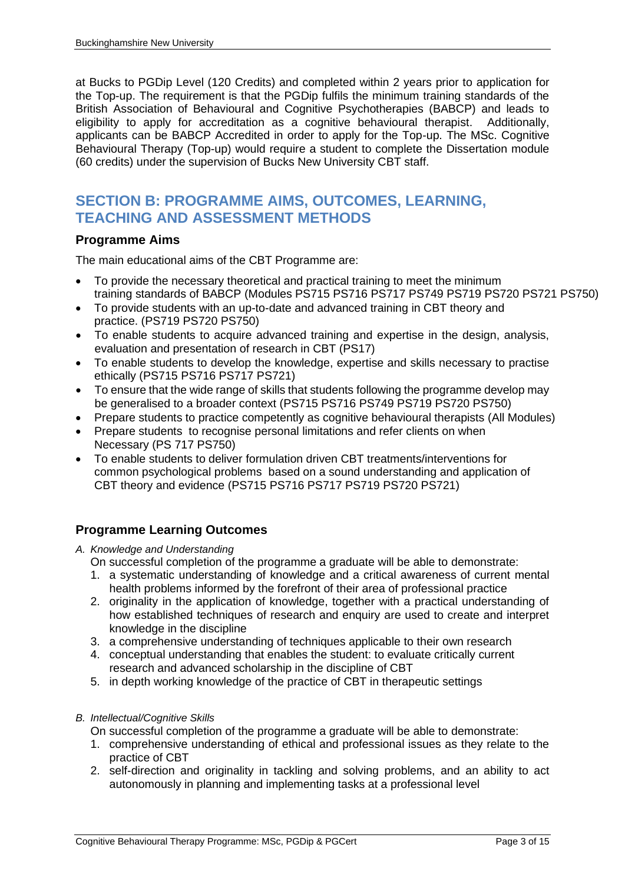at Bucks to PGDip Level (120 Credits) and completed within 2 years prior to application for the Top-up. The requirement is that the PGDip fulfils the minimum training standards of the British Association of Behavioural and Cognitive Psychotherapies (BABCP) and leads to eligibility to apply for accreditation as a cognitive behavioural therapist. Additionally, applicants can be BABCP Accredited in order to apply for the Top-up. The MSc. Cognitive Behavioural Therapy (Top-up) would require a student to complete the Dissertation module (60 credits) under the supervision of Bucks New University CBT staff.

## SECTION B: PROGRAMME AIMS, OUTCOMES, LEARNING, TEACHING AND ASSESSMENT METHODS

### Programme Aims

The main educational aims of the CBT Programme are:

- To provide the necessary theoretical and practical training to meet the minimum training standards of BABCP (Modules PS715 PS716 PS717 PS749 PS719 PS720 PS721 PS750)
- To provide students with an up-to-date and advanced training in CBT theory and practice. (PS719 PS720 PS750)
- To enable students to acquire advanced training and expertise in the design, analysis, evaluation and presentation of research in CBT (PS17)
- To enable students to develop the knowledge, expertise and skills necessary to practise ethically (PS715 PS716 PS717 PS721)
- To ensure that the wide range of skills that students following the programme develop may be generalised to a broader context (PS715 PS716 PS749 PS719 PS720 PS750)
- Prepare students to practice competently as cognitive behavioural therapists (All Modules)
- Prepare students to recognise personal limitations and refer clients on when Necessary (PS 717 PS750)
- To enable students to deliver formulation driven CBT treatments/interventions for common psychological problems based on a sound understanding and application of CBT theory and evidence (PS715 PS716 PS717 PS719 PS720 PS721)

### Programme Learning Outcomes

*A. Knowledge and Understanding*

On successful completion of the programme a graduate will be able to demonstrate:

1. a systematic understanding of knowledge and a critical awareness of current mental health problems informed by the forefront of their area of professional practice
2. originality in the application of knowledge, together with a practical understanding of how established techniques of research and enquiry are used to create and interpret knowledge in the discipline
3. a comprehensive understanding of techniques applicable to their own research
4. conceptual understanding that enables the student: to evaluate critically current research and advanced scholarship in the discipline of CBT
5. in depth working knowledge of the practice of CBT in therapeutic settings

*B. Intellectual/Cognitive Skills*

On successful completion of the programme a graduate will be able to demonstrate:

1. comprehensive understanding of ethical and professional issues as they relate to the practice of CBT
2. self-direction and originality in tackling and solving problems, and an ability to act autonomously in planning and implementing tasks at a professional level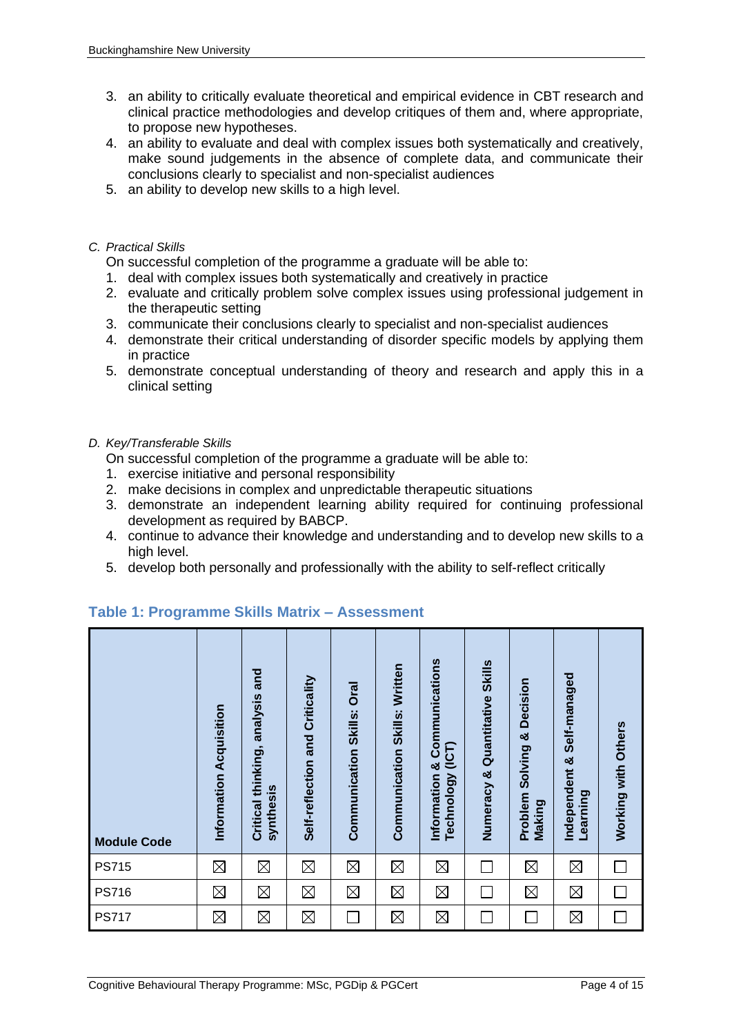3. an ability to critically evaluate theoretical and empirical evidence in CBT research and clinical practice methodologies and develop critiques of them and, where appropriate, to propose new hypotheses.
4. an ability to evaluate and deal with complex issues both systematically and creatively, make sound judgements in the absence of complete data, and communicate their conclusions clearly to specialist and non-specialist audiences
5. an ability to develop new skills to a high level.

*C. Practical Skills*

On successful completion of the programme a graduate will be able to:

1. deal with complex issues both systematically and creatively in practice
2. evaluate and critically problem solve complex issues using professional judgement in the therapeutic setting
3. communicate their conclusions clearly to specialist and non-specialist audiences
4. demonstrate their critical understanding of disorder specific models by applying them in practice
5. demonstrate conceptual understanding of theory and research and apply this in a clinical setting

*D. Key/Transferable Skills*

On successful completion of the programme a graduate will be able to:

1. exercise initiative and personal responsibility
2. make decisions in complex and unpredictable therapeutic situations
3. demonstrate an independent learning ability required for continuing professional development as required by BABCP.
4. continue to advance their knowledge and understanding and to develop new skills to a high level.
5. develop both personally and professionally with the ability to self-reflect critically

## Table 1: Programme Skills Matrix – Assessment

| Module Code | Information Acquisition | Critical thinking, analysis and synthesis | Self-reflection and Criticality | Communication Skills: Oral | Communication Skills: Written | Information & Communications Technology (ICT) | Numeracy & Quantitative Skills | Problem Solving & Decision Making | Independent & Self-managed Learning | Working with Others |
|---|---|---|---|---|---|---|---|---|---|---|
| PS715 | ☒ | ☒ | ☒ | ☒ | ☒ | ☒ | ☐ | ☒ | ☒ | ☐ |
| PS716 | ☒ | ☒ | ☒ | ☒ | ☒ | ☒ | ☐ | ☒ | ☒ | ☐ |
| PS717 | ☒ | ☒ | ☒ | ☐ | ☒ | ☒ | ☐ | ☐ | ☒ | ☐ |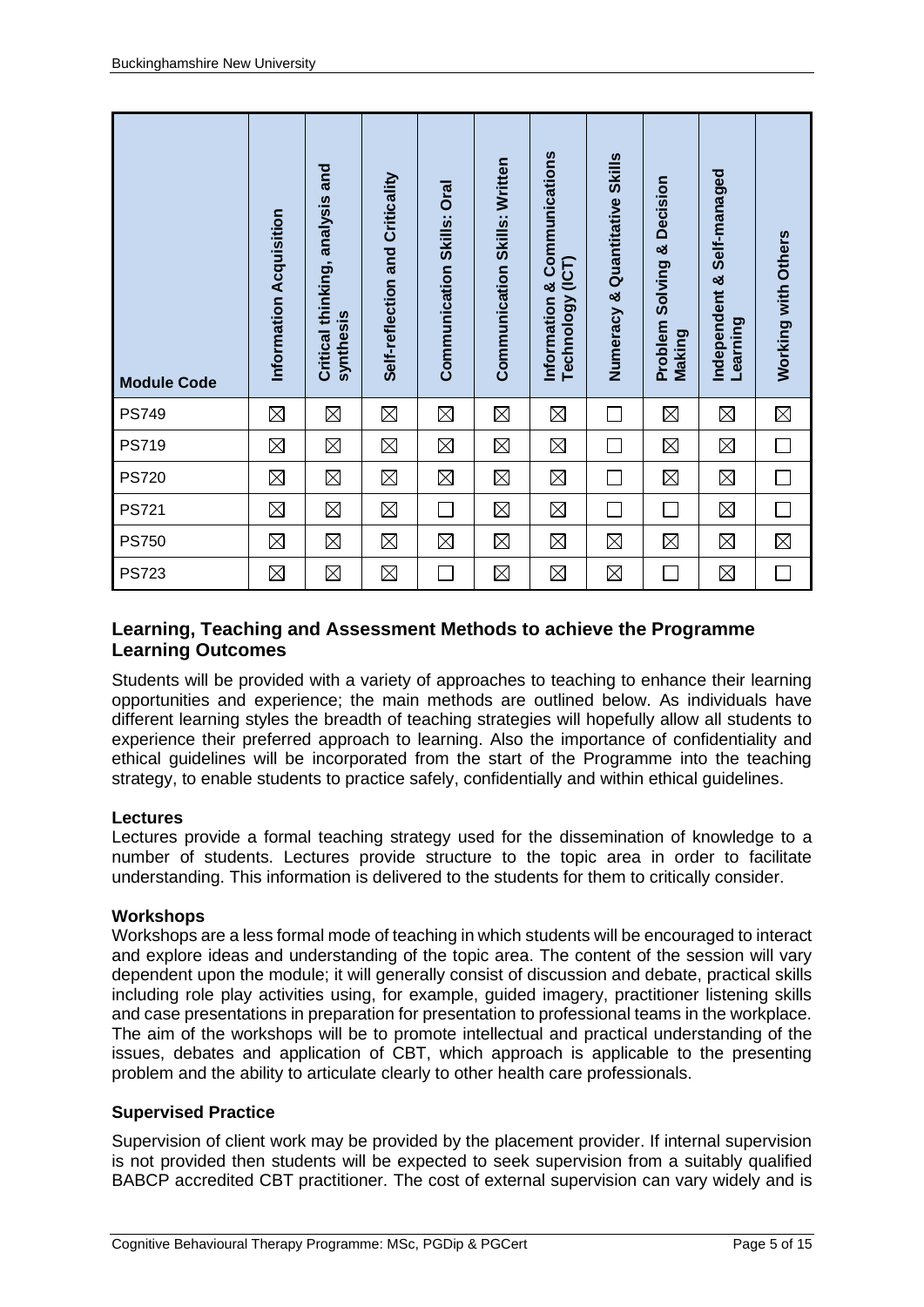| Module Code | Information Acquisition | Critical thinking, analysis and synthesis | Self-reflection and Criticality | Communication Skills: Oral | Communication Skills: Written | Information & Communications Technology (ICT) | Numeracy & Quantitative Skills | Problem Solving & Decision Making | Independent & Self-managed Learning | Working with Others |
|---|---|---|---|---|---|---|---|---|---|---|
| PS749 | ☒ | ☒ | ☒ | ☒ | ☒ | ☒ | ☐ | ☒ | ☒ | ☒ |
| PS719 | ☒ | ☒ | ☒ | ☒ | ☒ | ☒ | ☐ | ☒ | ☒ | ☐ |
| PS720 | ☒ | ☒ | ☒ | ☒ | ☒ | ☒ | ☐ | ☒ | ☒ | ☐ |
| PS721 | ☒ | ☒ | ☒ | ☐ | ☒ | ☒ | ☐ | ☐ | ☒ | ☐ |
| PS750 | ☒ | ☒ | ☒ | ☒ | ☒ | ☒ | ☒ | ☒ | ☒ | ☒ |
| PS723 | ☒ | ☒ | ☒ | ☐ | ☒ | ☒ | ☒ | ☐ | ☒ | ☐ |

## Learning, Teaching and Assessment Methods to achieve the Programme Learning Outcomes

Students will be provided with a variety of approaches to teaching to enhance their learning opportunities and experience; the main methods are outlined below. As individuals have different learning styles the breadth of teaching strategies will hopefully allow all students to experience their preferred approach to learning. Also the importance of confidentiality and ethical guidelines will be incorporated from the start of the Programme into the teaching strategy, to enable students to practice safely, confidentially and within ethical guidelines.

**Lectures**

Lectures provide a formal teaching strategy used for the dissemination of knowledge to a number of students. Lectures provide structure to the topic area in order to facilitate understanding. This information is delivered to the students for them to critically consider.

**Workshops**

Workshops are a less formal mode of teaching in which students will be encouraged to interact and explore ideas and understanding of the topic area. The content of the session will vary dependent upon the module; it will generally consist of discussion and debate, practical skills including role play activities using, for example, guided imagery, practitioner listening skills and case presentations in preparation for presentation to professional teams in the workplace. The aim of the workshops will be to promote intellectual and practical understanding of the issues, debates and application of CBT, which approach is applicable to the presenting problem and the ability to articulate clearly to other health care professionals.

**Supervised Practice**

Supervision of client work may be provided by the placement provider. If internal supervision is not provided then students will be expected to seek supervision from a suitably qualified BABCP accredited CBT practitioner. The cost of external supervision can vary widely and is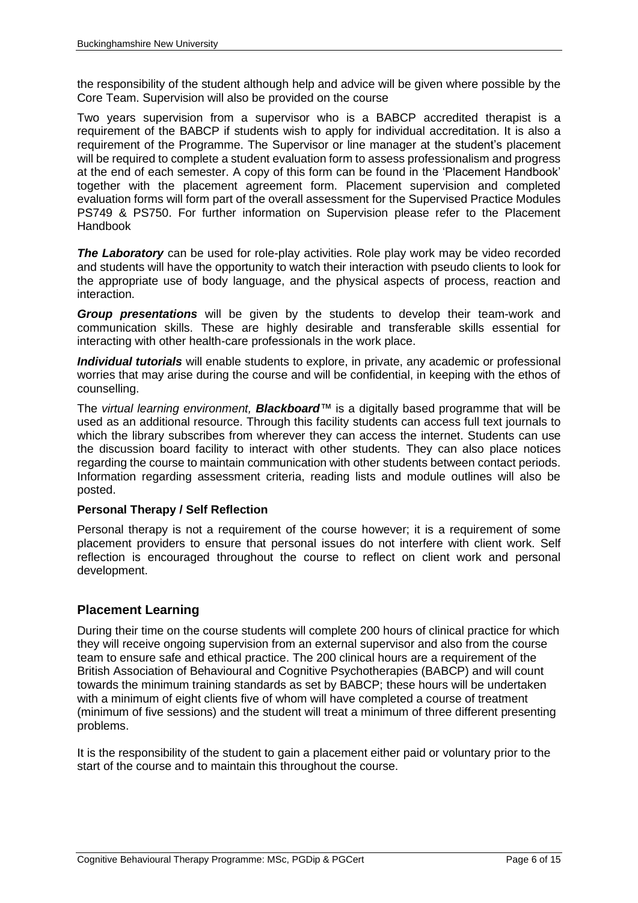the responsibility of the student although help and advice will be given where possible by the Core Team. Supervision will also be provided on the course

Two years supervision from a supervisor who is a BABCP accredited therapist is a requirement of the BABCP if students wish to apply for individual accreditation. It is also a requirement of the Programme. The Supervisor or line manager at the student's placement will be required to complete a student evaluation form to assess professionalism and progress at the end of each semester. A copy of this form can be found in the 'Placement Handbook' together with the placement agreement form. Placement supervision and completed evaluation forms will form part of the overall assessment for the Supervised Practice Modules PS749 & PS750. For further information on Supervision please refer to the Placement Handbook

***The Laboratory*** can be used for role-play activities. Role play work may be video recorded and students will have the opportunity to watch their interaction with pseudo clients to look for the appropriate use of body language, and the physical aspects of process, reaction and interaction.

***Group presentations*** will be given by the students to develop their team-work and communication skills. These are highly desirable and transferable skills essential for interacting with other health-care professionals in the work place.

***Individual tutorials*** will enable students to explore, in private, any academic or professional worries that may arise during the course and will be confidential, in keeping with the ethos of counselling.

The *virtual learning environment,* ***Blackboard***™ is a digitally based programme that will be used as an additional resource. Through this facility students can access full text journals to which the library subscribes from wherever they can access the internet. Students can use the discussion board facility to interact with other students. They can also place notices regarding the course to maintain communication with other students between contact periods. Information regarding assessment criteria, reading lists and module outlines will also be posted.

**Personal Therapy / Self Reflection**

Personal therapy is not a requirement of the course however; it is a requirement of some placement providers to ensure that personal issues do not interfere with client work. Self reflection is encouraged throughout the course to reflect on client work and personal development.

## Placement Learning

During their time on the course students will complete 200 hours of clinical practice for which they will receive ongoing supervision from an external supervisor and also from the course team to ensure safe and ethical practice. The 200 clinical hours are a requirement of the British Association of Behavioural and Cognitive Psychotherapies (BABCP) and will count towards the minimum training standards as set by BABCP; these hours will be undertaken with a minimum of eight clients five of whom will have completed a course of treatment (minimum of five sessions) and the student will treat a minimum of three different presenting problems.

It is the responsibility of the student to gain a placement either paid or voluntary prior to the start of the course and to maintain this throughout the course.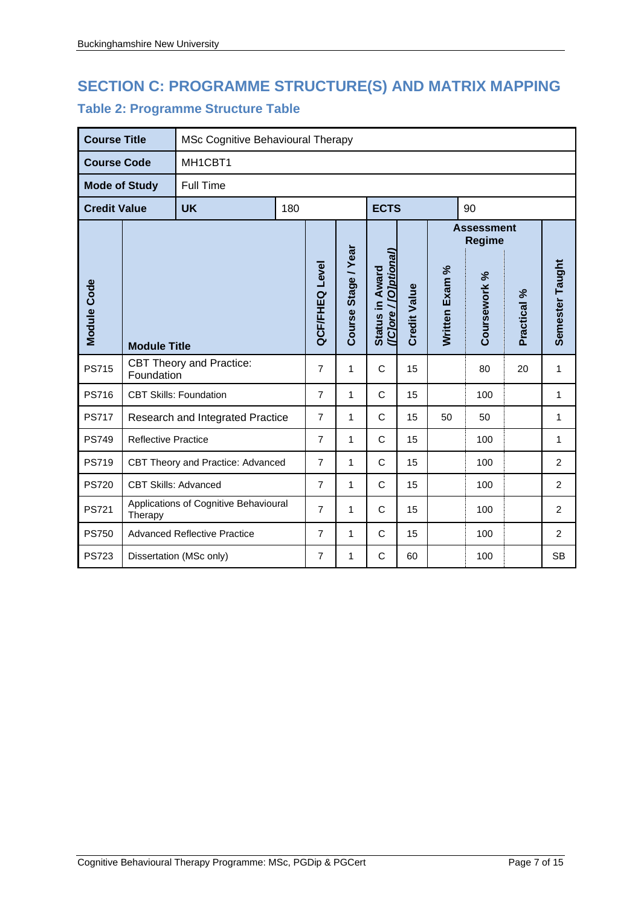## SECTION C: PROGRAMME STRUCTURE(S) AND MATRIX MAPPING

### Table 2: Programme Structure Table

| **Course Title** | MSc Cognitive Behavioural Therapy | | | | | | | | | |
|---|---|---|---|---|---|---|---|---|---|---|
| **Course Code** | MH1CBT1 | | | | | | | | | |
| **Mode of Study** | Full Time | | | | | | | | | |
| **Credit Value** | **UK** | 180 | | | **ECTS** | | 90 | | | |
| **Module Code** | **Module Title** | **QCF/FHEQ Level** | **Course Stage / Year** | **Status in Award *([C]ore / [O]ptional)*** | **Credit Value** | **Assessment Regime** | | | **Semester Taught** | |
| | | | | | | **Written Exam %** | **Coursework %** | **Practical %** | | |
| PS715 | CBT Theory and Practice: Foundation | 7 | 1 | C | 15 | | 80 | 20 | 1 | |
| PS716 | CBT Skills: Foundation | 7 | 1 | C | 15 | | 100 | | 1 | |
| PS717 | Research and Integrated Practice | 7 | 1 | C | 15 | 50 | 50 | | 1 | |
| PS749 | Reflective Practice | 7 | 1 | C | 15 | | 100 | | 1 | |
| PS719 | CBT Theory and Practice: Advanced | 7 | 1 | C | 15 | | 100 | | 2 | |
| PS720 | CBT Skills: Advanced | 7 | 1 | C | 15 | | 100 | | 2 | |
| PS721 | Applications of Cognitive Behavioural Therapy | 7 | 1 | C | 15 | | 100 | | 2 | |
| PS750 | Advanced Reflective Practice | 7 | 1 | C | 15 | | 100 | | 2 | |
| PS723 | Dissertation (MSc only) | 7 | 1 | C | 60 | | 100 | | SB | |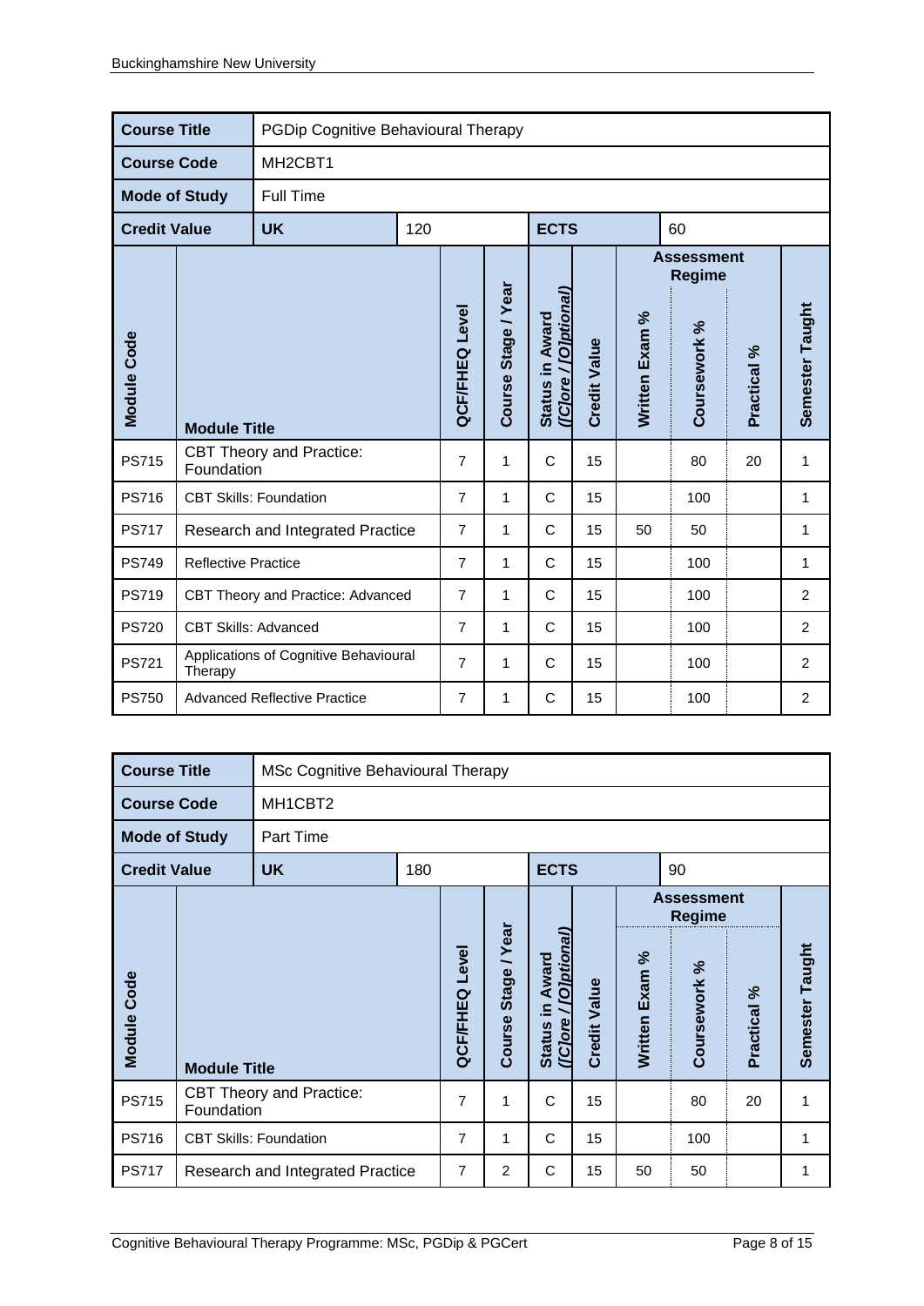| Course Title | PGDip Cognitive Behavioural Therapy | | | | | | | | | |
|---|---|---|---|---|---|---|---|---|---|---|
| **Course Code** | MH2CBT1 | | | | | | | | | |
| **Mode of Study** | Full Time | | | | | | | | | |
| **Credit Value** | **UK** | 120 | | | **ECTS** | | 60 | | | |
| | | | | | | | **Assessment Regime** | | | |
| **Module Code** | **Module Title** | **QCF/FHEQ Level** | **Course Stage / Year** | **Status in Award ([C]ore / [O]ptional)** | **Credit Value** | **Written Exam %** | **Coursework %** | **Practical %** | **Semester Taught** | |
| PS715 | CBT Theory and Practice: Foundation | 7 | 1 | C | 15 | | 80 | 20 | 1 | |
| PS716 | CBT Skills: Foundation | 7 | 1 | C | 15 | | 100 | | 1 | |
| PS717 | Research and Integrated Practice | 7 | 1 | C | 15 | 50 | 50 | | 1 | |
| PS749 | Reflective Practice | 7 | 1 | C | 15 | | 100 | | 1 | |
| PS719 | CBT Theory and Practice: Advanced | 7 | 1 | C | 15 | | 100 | | 2 | |
| PS720 | CBT Skills: Advanced | 7 | 1 | C | 15 | | 100 | | 2 | |
| PS721 | Applications of Cognitive Behavioural Therapy | 7 | 1 | C | 15 | | 100 | | 2 | |
| PS750 | Advanced Reflective Practice | 7 | 1 | C | 15 | | 100 | | 2 | |

| Course Title | MSc Cognitive Behavioural Therapy | | | | | | | | | |
|---|---|---|---|---|---|---|---|---|---|---|
| **Course Code** | MH1CBT2 | | | | | | | | | |
| **Mode of Study** | Part Time | | | | | | | | | |
| **Credit Value** | **UK** | 180 | | | **ECTS** | | 90 | | | |
| | | | | | | | **Assessment Regime** | | | |
| **Module Code** | **Module Title** | **QCF/FHEQ Level** | **Course Stage / Year** | **Status in Award ([C]ore / [O]ptional)** | **Credit Value** | **Written Exam %** | **Coursework %** | **Practical %** | **Semester Taught** | |
| PS715 | CBT Theory and Practice: Foundation | 7 | 1 | C | 15 | | 80 | 20 | 1 | |
| PS716 | CBT Skills: Foundation | 7 | 1 | C | 15 | | 100 | | 1 | |
| PS717 | Research and Integrated Practice | 7 | 2 | C | 15 | 50 | 50 | | 1 | |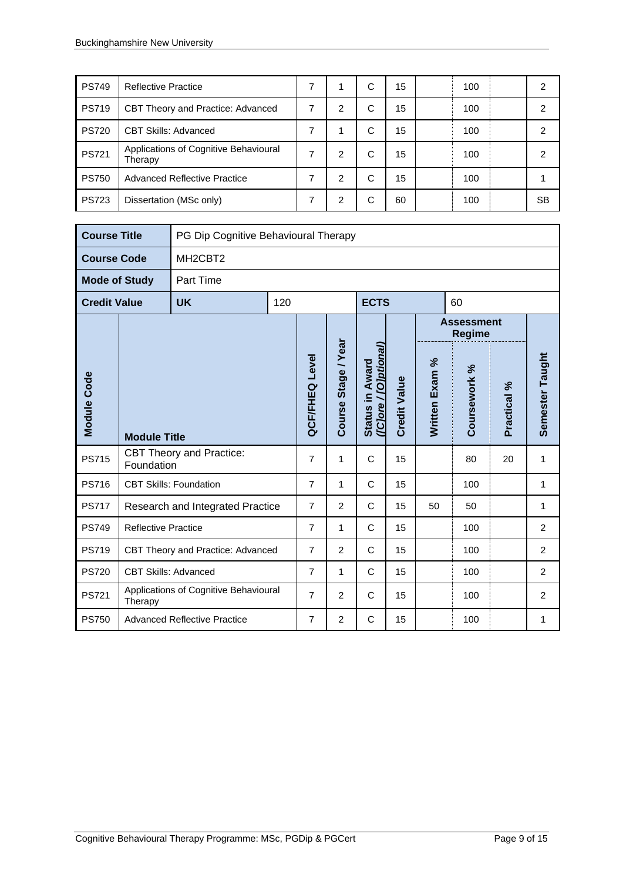| PS749 | Reflective Practice | 7 | 1 | C | 15 | | 100 | | 2 |
|---|---|---|---|---|---|---|---|---|---|
| PS719 | CBT Theory and Practice: Advanced | 7 | 2 | C | 15 | | 100 | | 2 |
| PS720 | CBT Skills: Advanced | 7 | 1 | C | 15 | | 100 | | 2 |
| PS721 | Applications of Cognitive Behavioural Therapy | 7 | 2 | C | 15 | | 100 | | 2 |
| PS750 | Advanced Reflective Practice | 7 | 2 | C | 15 | | 100 | | 1 |
| PS723 | Dissertation (MSc only) | 7 | 2 | C | 60 | | 100 | | SB |

| **Course Title** | PG Dip Cognitive Behavioural Therapy | | | | | | | | |
|---|---|---|---|---|---|---|---|---|---|
| **Course Code** | MH2CBT2 | | | | | | | | |
| **Mode of Study** | Part Time | | | | | | | | |
| **Credit Value** | **UK** | 120 | | **ECTS** | | 60 | | | |
| | | | | | | **Assessment Regime** | | | |
| **Module Code** | **Module Title** | **QCF/FHEQ Level** | **Course Stage / Year** | **Status in Award (*[C]ore / [O]ptional*)** | **Credit Value** | **Written Exam %** | **Coursework %** | **Practical %** | **Semester Taught** |
| PS715 | CBT Theory and Practice: Foundation | 7 | 1 | C | 15 | | 80 | 20 | 1 |
| PS716 | CBT Skills: Foundation | 7 | 1 | C | 15 | | 100 | | 1 |
| PS717 | Research and Integrated Practice | 7 | 2 | C | 15 | 50 | 50 | | 1 |
| PS749 | Reflective Practice | 7 | 1 | C | 15 | | 100 | | 2 |
| PS719 | CBT Theory and Practice: Advanced | 7 | 2 | C | 15 | | 100 | | 2 |
| PS720 | CBT Skills: Advanced | 7 | 1 | C | 15 | | 100 | | 2 |
| PS721 | Applications of Cognitive Behavioural Therapy | 7 | 2 | C | 15 | | 100 | | 2 |
| PS750 | Advanced Reflective Practice | 7 | 2 | C | 15 | | 100 | | 1 |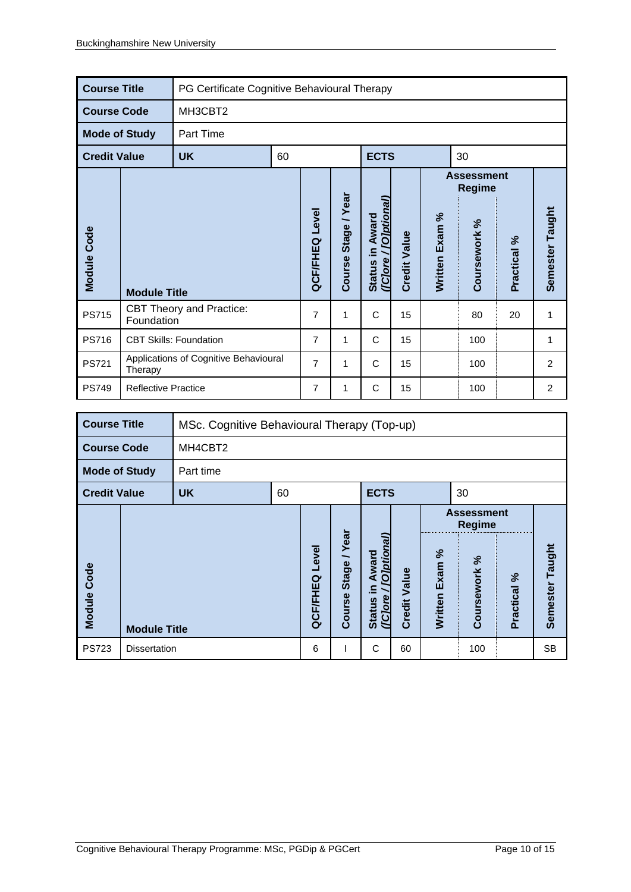| Course Title | PG Certificate Cognitive Behavioural Therapy | | | | | | | | | |
|---|---|---|---|---|---|---|---|---|---|---|
| Course Code | MH3CBT2 | | | | | | | | | |
| Mode of Study | Part Time | | | | | | | | | |
| Credit Value | UK | 60 | | ECTS | | 30 | | | | |
| | | | | | | Assessment Regime | | | | |
| Module Code | Module Title | QCF/FHEQ Level | Course Stage / Year | Status in Award ([C]ore / [O]ptional) | Credit Value | Written Exam % | Coursework % | Practical % | Semester Taught | |
| PS715 | CBT Theory and Practice: Foundation | 7 | 1 | C | 15 | | 80 | 20 | 1 | |
| PS716 | CBT Skills: Foundation | 7 | 1 | C | 15 | | 100 | | 1 | |
| PS721 | Applications of Cognitive Behavioural Therapy | 7 | 1 | C | 15 | | 100 | | 2 | |
| PS749 | Reflective Practice | 7 | 1 | C | 15 | | 100 | | 2 | |

| Course Title | MSc. Cognitive Behavioural Therapy (Top-up) | | | | | | | | | |
|---|---|---|---|---|---|---|---|---|---|---|
| Course Code | MH4CBT2 | | | | | | | | | |
| Mode of Study | Part time | | | | | | | | | |
| Credit Value | UK | 60 | | ECTS | | 30 | | | | |
| | | | | | | Assessment Regime | | | | |
| Module Code | Module Title | QCF/FHEQ Level | Course Stage / Year | Status in Award ([C]ore / [O]ptional) | Credit Value | Written Exam % | Coursework % | Practical % | Semester Taught | |
| PS723 | Dissertation | 6 | I | C | 60 | | 100 | | SB | |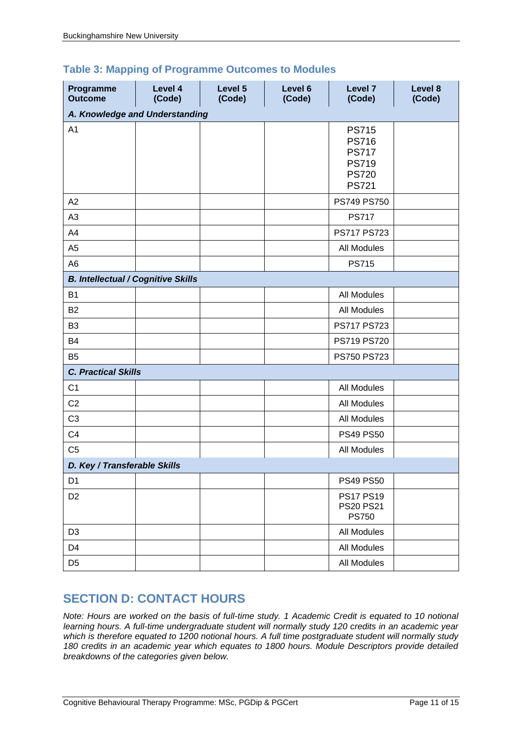### Table 3: Mapping of Programme Outcomes to Modules

| Programme Outcome | Level 4 (Code) | Level 5 (Code) | Level 6 (Code) | Level 7 (Code) | Level 8 (Code) |
|---|---|---|---|---|---|
| ***A. Knowledge and Understanding*** | | | | | |
| A1 | | | | PS715 PS716 PS717 PS719 PS720 PS721 | |
| A2 | | | | PS749 PS750 | |
| A3 | | | | PS717 | |
| A4 | | | | PS717 PS723 | |
| A5 | | | | All Modules | |
| A6 | | | | PS715 | |
| ***B. Intellectual / Cognitive Skills*** | | | | | |
| B1 | | | | All Modules | |
| B2 | | | | All Modules | |
| B3 | | | | PS717 PS723 | |
| B4 | | | | PS719 PS720 | |
| B5 | | | | PS750 PS723 | |
| ***C. Practical Skills*** | | | | | |
| C1 | | | | All Modules | |
| C2 | | | | All Modules | |
| C3 | | | | All Modules | |
| C4 | | | | PS49 PS50 | |
| C5 | | | | All Modules | |
| ***D. Key / Transferable Skills*** | | | | | |
| D1 | | | | PS49 PS50 | |
| D2 | | | | PS17 PS19 PS20 PS21 PS750 | |
| D3 | | | | All Modules | |
| D4 | | | | All Modules | |
| D5 | | | | All Modules | |

## SECTION D: CONTACT HOURS

*Note: Hours are worked on the basis of full-time study. 1 Academic Credit is equated to 10 notional learning hours. A full-time undergraduate student will normally study 120 credits in an academic year which is therefore equated to 1200 notional hours. A full time postgraduate student will normally study 180 credits in an academic year which equates to 1800 hours. Module Descriptors provide detailed breakdowns of the categories given below.*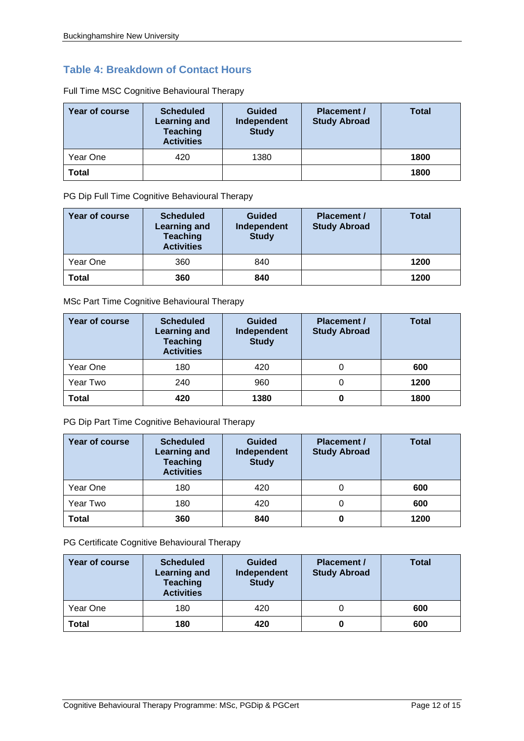## Table 4: Breakdown of Contact Hours

Full Time MSC Cognitive Behavioural Therapy

| Year of course | Scheduled Learning and Teaching Activities | Guided Independent Study | Placement / Study Abroad | Total |
|---|---|---|---|---|
| Year One | 420 | 1380 | | **1800** |
| **Total** | | | | **1800** |

PG Dip Full Time Cognitive Behavioural Therapy

| Year of course | Scheduled Learning and Teaching Activities | Guided Independent Study | Placement / Study Abroad | Total |
|---|---|---|---|---|
| Year One | 360 | 840 | | **1200** |
| **Total** | **360** | **840** | | **1200** |

MSc Part Time Cognitive Behavioural Therapy

| Year of course | Scheduled Learning and Teaching Activities | Guided Independent Study | Placement / Study Abroad | Total |
|---|---|---|---|---|
| Year One | 180 | 420 | 0 | **600** |
| Year Two | 240 | 960 | 0 | **1200** |
| **Total** | **420** | **1380** | **0** | **1800** |

PG Dip Part Time Cognitive Behavioural Therapy

| Year of course | Scheduled Learning and Teaching Activities | Guided Independent Study | Placement / Study Abroad | Total |
|---|---|---|---|---|
| Year One | 180 | 420 | 0 | **600** |
| Year Two | 180 | 420 | 0 | **600** |
| **Total** | **360** | **840** | **0** | **1200** |

PG Certificate Cognitive Behavioural Therapy

| Year of course | Scheduled Learning and Teaching Activities | Guided Independent Study | Placement / Study Abroad | Total |
|---|---|---|---|---|
| Year One | 180 | 420 | 0 | **600** |
| **Total** | **180** | **420** | **0** | **600** |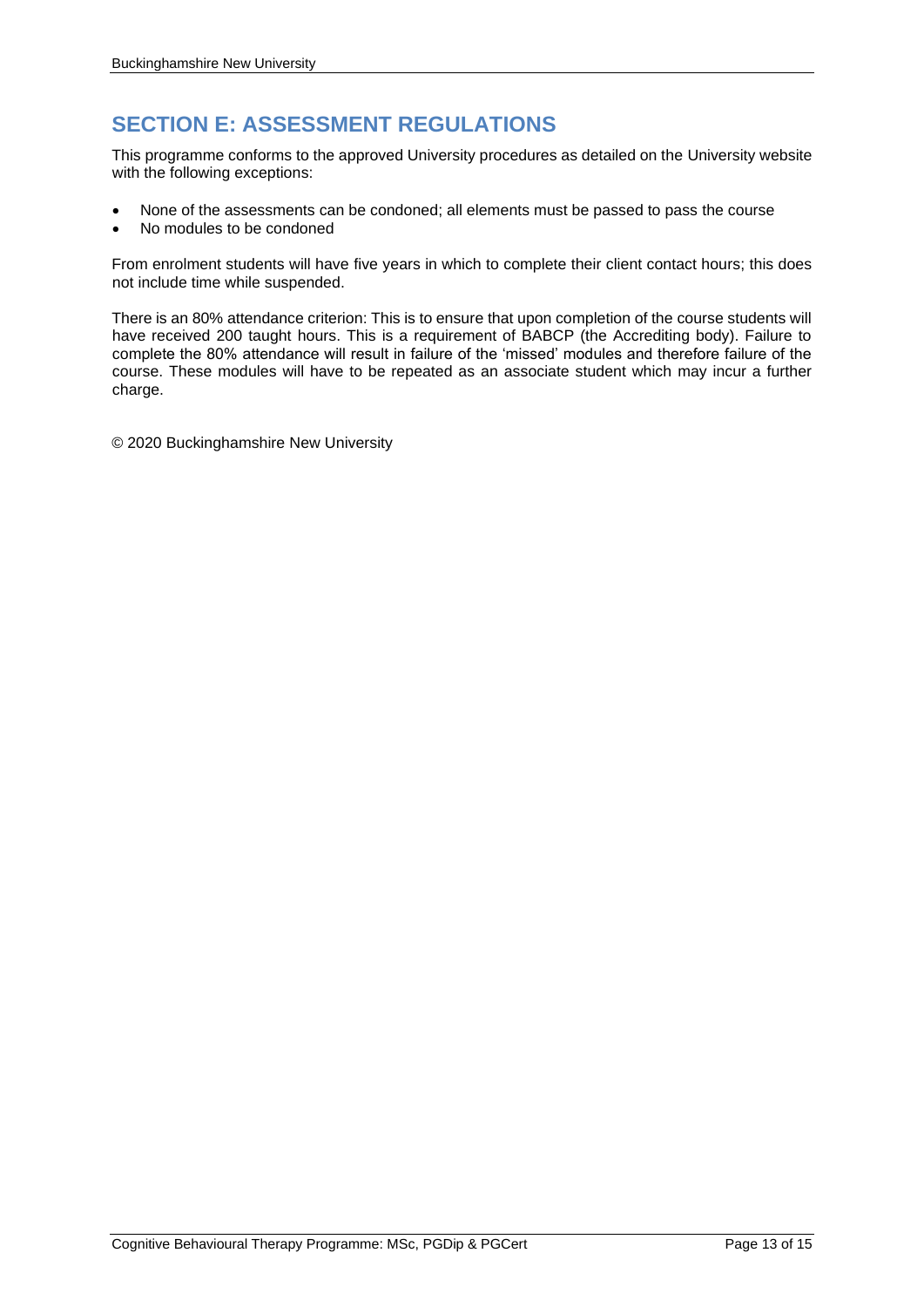# SECTION E: ASSESSMENT REGULATIONS

This programme conforms to the approved University procedures as detailed on the University website with the following exceptions:

- None of the assessments can be condoned; all elements must be passed to pass the course
- No modules to be condoned

From enrolment students will have five years in which to complete their client contact hours; this does not include time while suspended.

There is an 80% attendance criterion: This is to ensure that upon completion of the course students will have received 200 taught hours. This is a requirement of BABCP (the Accrediting body). Failure to complete the 80% attendance will result in failure of the 'missed' modules and therefore failure of the course. These modules will have to be repeated as an associate student which may incur a further charge.

© 2020 Buckinghamshire New University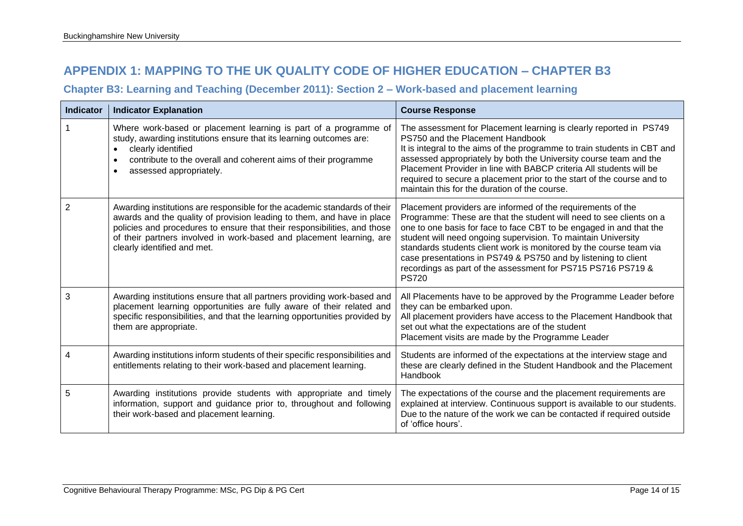## APPENDIX 1: MAPPING TO THE UK QUALITY CODE OF HIGHER EDUCATION – CHAPTER B3

### Chapter B3: Learning and Teaching (December 2011): Section 2 – Work-based and placement learning

| Indicator | Indicator Explanation | Course Response |
|---|---|---|
| 1 | Where work-based or placement learning is part of a programme of study, awarding institutions ensure that its learning outcomes are:<br>• clearly identified<br>• contribute to the overall and coherent aims of their programme<br>• assessed appropriately. | The assessment for Placement learning is clearly reported in PS749 PS750 and the Placement Handbook<br>It is integral to the aims of the programme to train students in CBT and assessed appropriately by both the University course team and the Placement Provider in line with BABCP criteria All students will be required to secure a placement prior to the start of the course and to maintain this for the duration of the course. |
| 2 | Awarding institutions are responsible for the academic standards of their awards and the quality of provision leading to them, and have in place policies and procedures to ensure that their responsibilities, and those of their partners involved in work-based and placement learning, are clearly identified and met. | Placement providers are informed of the requirements of the Programme: These are that the student will need to see clients on a one to one basis for face to face CBT to be engaged in and that the student will need ongoing supervision. To maintain University standards students client work is monitored by the course team via case presentations in PS749 & PS750 and by listening to client recordings as part of the assessment for PS715 PS716 PS719 & PS720 |
| 3 | Awarding institutions ensure that all partners providing work-based and placement learning opportunities are fully aware of their related and specific responsibilities, and that the learning opportunities provided by them are appropriate. | All Placements have to be approved by the Programme Leader before they can be embarked upon.<br>All placement providers have access to the Placement Handbook that set out what the expectations are of the student<br>Placement visits are made by the Programme Leader |
| 4 | Awarding institutions inform students of their specific responsibilities and entitlements relating to their work-based and placement learning. | Students are informed of the expectations at the interview stage and these are clearly defined in the Student Handbook and the Placement Handbook |
| 5 | Awarding institutions provide students with appropriate and timely information, support and guidance prior to, throughout and following their work-based and placement learning. | The expectations of the course and the placement requirements are explained at interview. Continuous support is available to our students. Due to the nature of the work we can be contacted if required outside of 'office hours'. |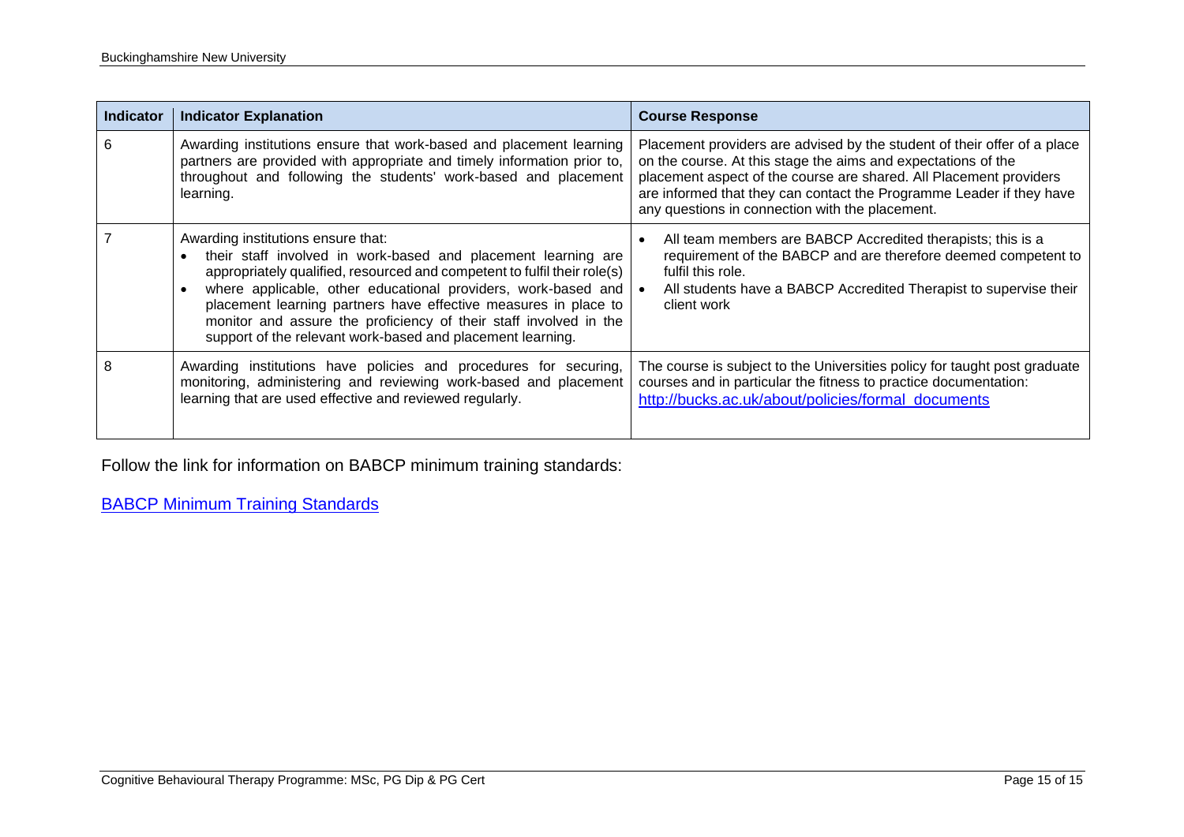| Indicator | Indicator Explanation | Course Response |
|---|---|---|
| 6 | Awarding institutions ensure that work-based and placement learning partners are provided with appropriate and timely information prior to, throughout and following the students' work-based and placement learning. | Placement providers are advised by the student of their offer of a place on the course. At this stage the aims and expectations of the placement aspect of the course are shared. All Placement providers are informed that they can contact the Programme Leader if they have any questions in connection with the placement. |
| 7 | Awarding institutions ensure that:<br>• their staff involved in work-based and placement learning are appropriately qualified, resourced and competent to fulfil their role(s)<br>• where applicable, other educational providers, work-based and placement learning partners have effective measures in place to monitor and assure the proficiency of their staff involved in the support of the relevant work-based and placement learning. | • All team members are BABCP Accredited therapists; this is a requirement of the BABCP and are therefore deemed competent to fulfil this role.<br>• All students have a BABCP Accredited Therapist to supervise their client work |
| 8 | Awarding institutions have policies and procedures for securing, monitoring, administering and reviewing work-based and placement learning that are used effective and reviewed regularly. | The course is subject to the Universities policy for taught post graduate courses and in particular the fitness to practice documentation: [http://bucks.ac.uk/about/policies/formal_documents](http://bucks.ac.uk/about/policies/formal_documents) |

Follow the link for information on BABCP minimum training standards:

[BABCP Minimum Training Standards]()